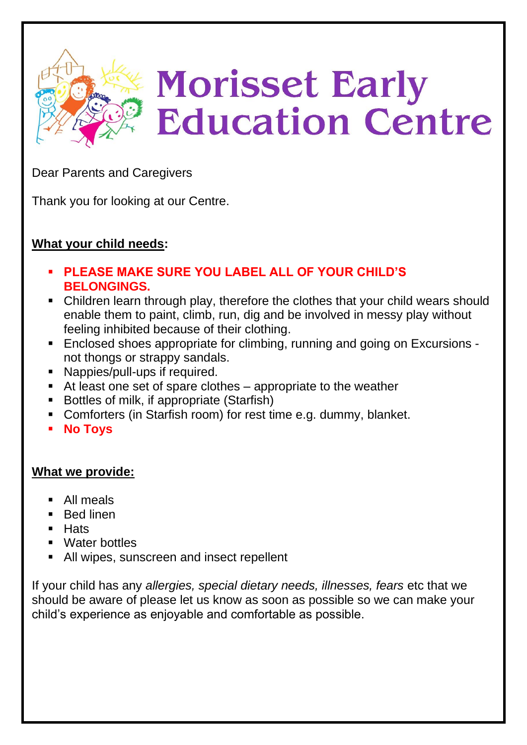# Morisset Early Education Centre

Dear Parents and Caregivers

Thank you for looking at our Centre.

**What your child needs:**

- **PLEASE MAKE SURE YOU LABEL ALL OF YOUR CHILD'S BELONGINGS.**
- Children learn through play, therefore the clothes that your child wears should enable them to paint, climb, run, dig and be involved in messy play without feeling inhibited because of their clothing.
- Enclosed shoes appropriate for climbing, running and going on Excursions - not thongs or strappy sandals.
- Nappies/pull-ups if required.
- At least one set of spare clothes – appropriate to the weather
- Bottles of milk, if appropriate (Starfish)
- Comforters (in Starfish room) for rest time e.g. dummy, blanket.
- **No Toys**

**What we provide:**

- All meals
- Bed linen
- Hats
- Water bottles
- All wipes, sunscreen and insect repellent

If your child has any *allergies, special dietary needs, illnesses, fears* etc that we should be aware of please let us know as soon as possible so we can make your child's experience as enjoyable and comfortable as possible.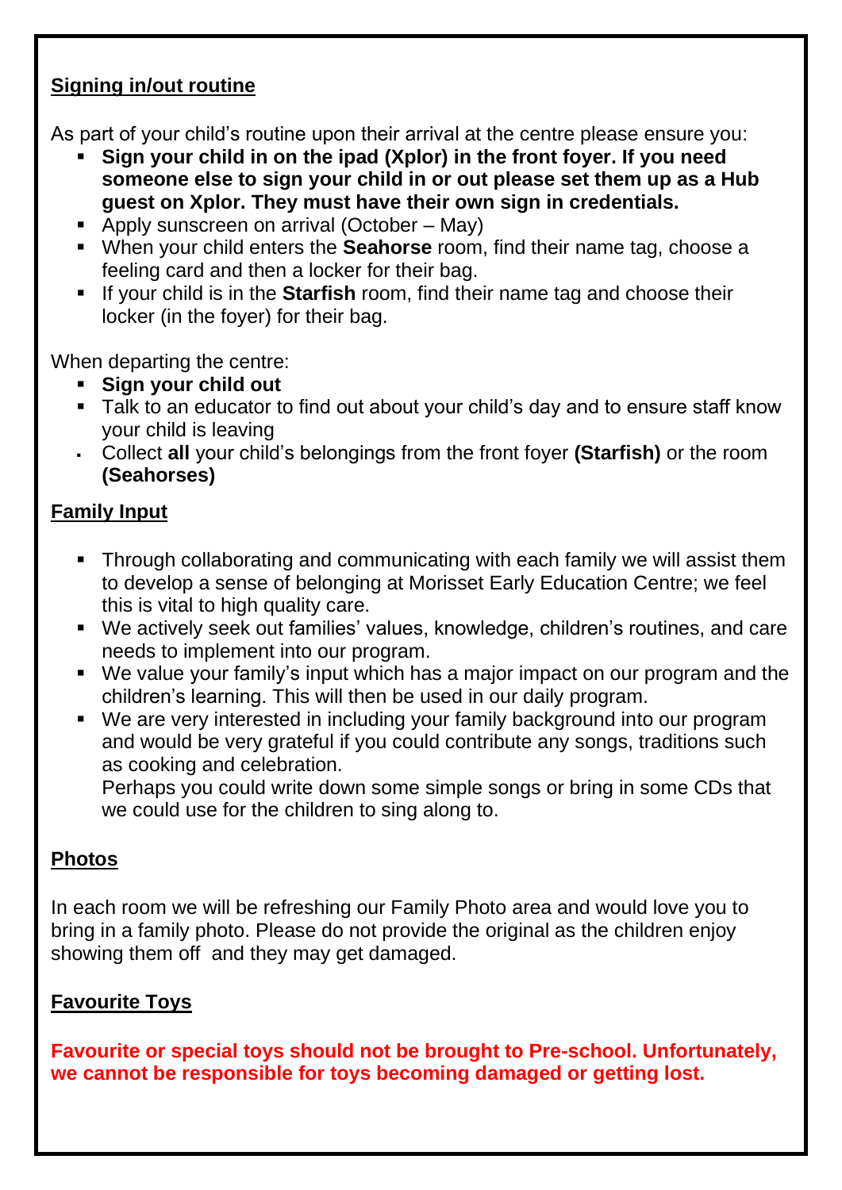**Signing in/out routine**

As part of your child's routine upon their arrival at the centre please ensure you:

- **Sign your child in on the ipad (Xplor) in the front foyer. If you need someone else to sign your child in or out please set them up as a Hub guest on Xplor. They must have their own sign in credentials.**
- Apply sunscreen on arrival (October – May)
- When your child enters the **Seahorse** room, find their name tag, choose a feeling card and then a locker for their bag.
- If your child is in the **Starfish** room, find their name tag and choose their locker (in the foyer) for their bag.

When departing the centre:

- **Sign your child out**
- Talk to an educator to find out about your child's day and to ensure staff know your child is leaving
- Collect **all** your child's belongings from the front foyer **(Starfish)** or the room **(Seahorses)**

**Family Input**

- Through collaborating and communicating with each family we will assist them to develop a sense of belonging at Morisset Early Education Centre; we feel this is vital to high quality care.
- We actively seek out families' values, knowledge, children's routines, and care needs to implement into our program.
- We value your family's input which has a major impact on our program and the children's learning. This will then be used in our daily program.
- We are very interested in including your family background into our program and would be very grateful if you could contribute any songs, traditions such as cooking and celebration.
  Perhaps you could write down some simple songs or bring in some CDs that we could use for the children to sing along to.

**Photos**

In each room we will be refreshing our Family Photo area and would love you to bring in a family photo. Please do not provide the original as the children enjoy showing them off and they may get damaged.

**Favourite Toys**

**Favourite or special toys should not be brought to Pre-school. Unfortunately, we cannot be responsible for toys becoming damaged or getting lost.**